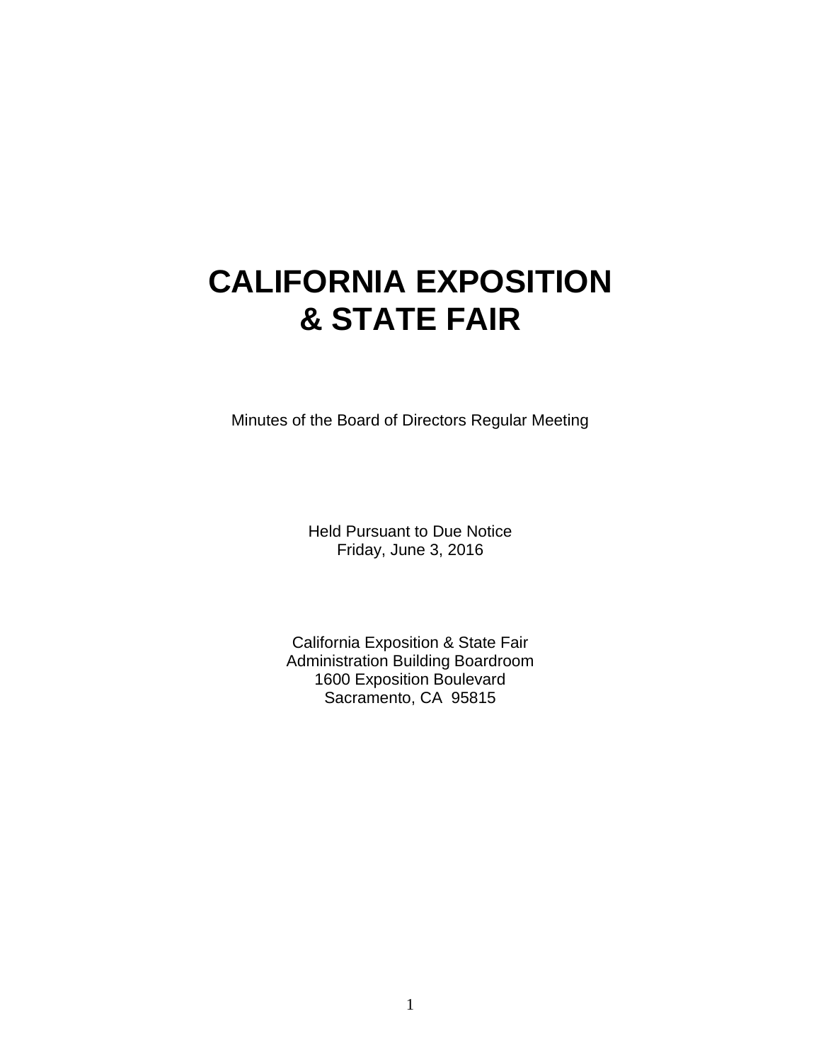# CALIFORNIA EXPOSITION & STATE FAIR

Minutes of the Board of Directors Regular Meeting

Held Pursuant to Due Notice
Friday, June 3, 2016

California Exposition & State Fair
Administration Building Boardroom
1600 Exposition Boulevard
Sacramento, CA 95815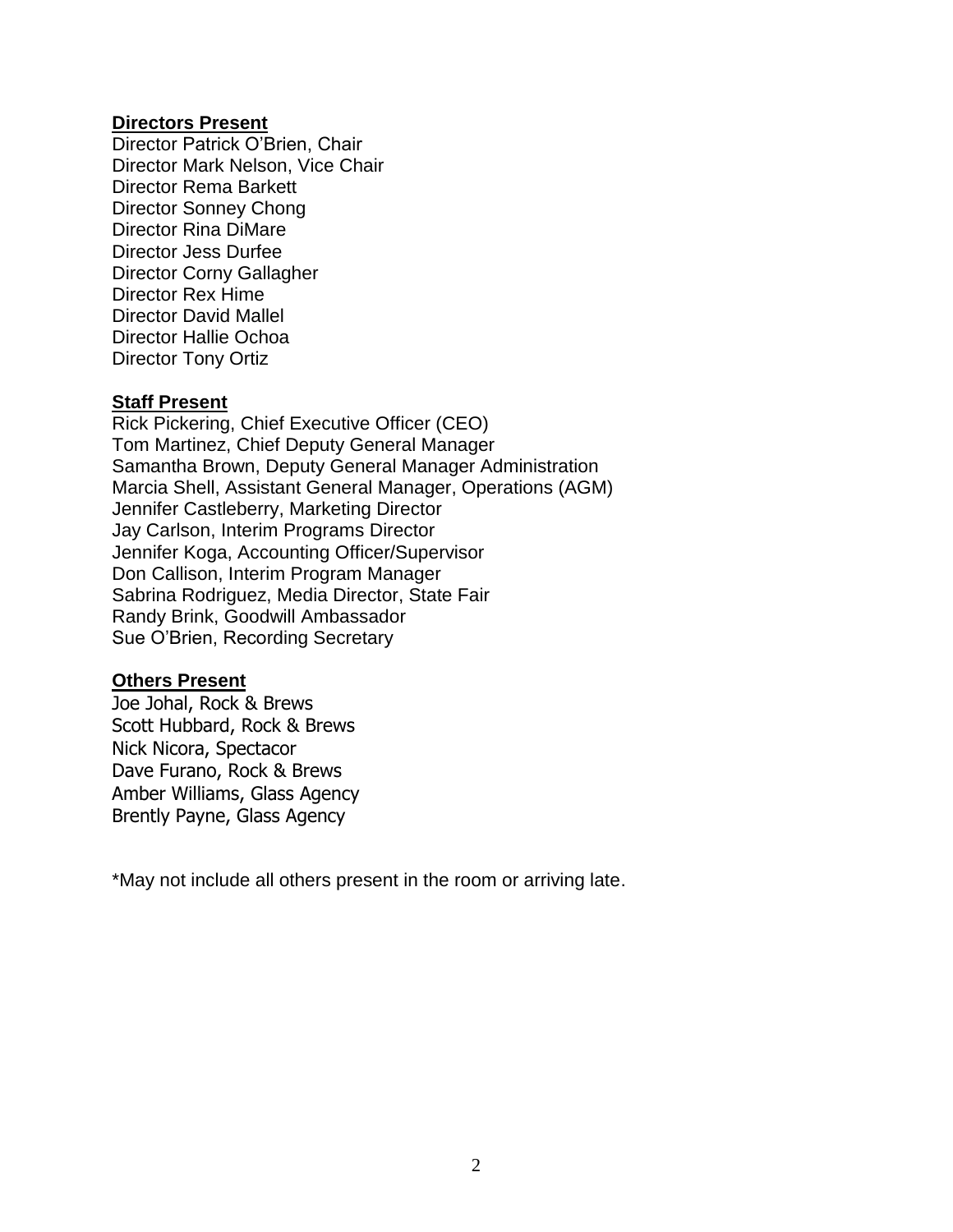**Directors Present**

Director Patrick O'Brien, Chair
Director Mark Nelson, Vice Chair
Director Rema Barkett
Director Sonney Chong
Director Rina DiMare
Director Jess Durfee
Director Corny Gallagher
Director Rex Hime
Director David Mallel
Director Hallie Ochoa
Director Tony Ortiz

**Staff Present**

Rick Pickering, Chief Executive Officer (CEO)
Tom Martinez, Chief Deputy General Manager
Samantha Brown, Deputy General Manager Administration
Marcia Shell, Assistant General Manager, Operations (AGM)
Jennifer Castleberry, Marketing Director
Jay Carlson, Interim Programs Director
Jennifer Koga, Accounting Officer/Supervisor
Don Callison, Interim Program Manager
Sabrina Rodriguez, Media Director, State Fair
Randy Brink, Goodwill Ambassador
Sue O'Brien, Recording Secretary

**Others Present**

Joe Johal, Rock & Brews
Scott Hubbard, Rock & Brews
Nick Nicora, Spectacor
Dave Furano, Rock & Brews
Amber Williams, Glass Agency
Brently Payne, Glass Agency

*May not include all others present in the room or arriving late.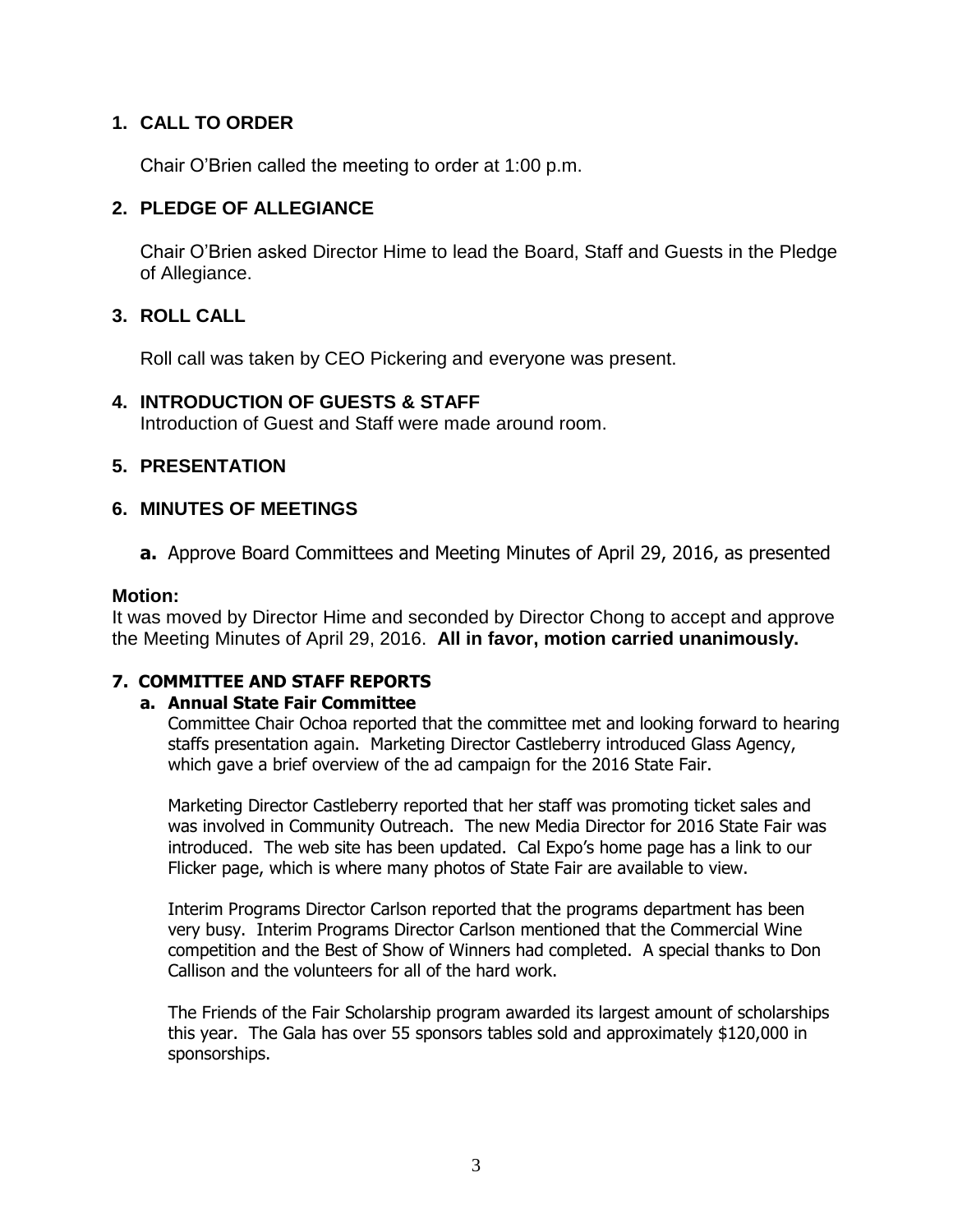## 1. CALL TO ORDER

Chair O'Brien called the meeting to order at 1:00 p.m.

## 2. PLEDGE OF ALLEGIANCE

Chair O'Brien asked Director Hime to lead the Board, Staff and Guests in the Pledge of Allegiance.

## 3. ROLL CALL

Roll call was taken by CEO Pickering and everyone was present.

## 4. INTRODUCTION OF GUESTS & STAFF

Introduction of Guest and Staff were made around room.

## 5. PRESENTATION

## 6. MINUTES OF MEETINGS

**a.** Approve Board Committees and Meeting Minutes of April 29, 2016, as presented

**Motion:**
It was moved by Director Hime and seconded by Director Chong to accept and approve the Meeting Minutes of April 29, 2016. **All in favor, motion carried unanimously.**

## 7. COMMITTEE AND STAFF REPORTS

### a. Annual State Fair Committee

Committee Chair Ochoa reported that the committee met and looking forward to hearing staffs presentation again. Marketing Director Castleberry introduced Glass Agency, which gave a brief overview of the ad campaign for the 2016 State Fair.

Marketing Director Castleberry reported that her staff was promoting ticket sales and was involved in Community Outreach. The new Media Director for 2016 State Fair was introduced. The web site has been updated. Cal Expo's home page has a link to our Flicker page, which is where many photos of State Fair are available to view.

Interim Programs Director Carlson reported that the programs department has been very busy. Interim Programs Director Carlson mentioned that the Commercial Wine competition and the Best of Show of Winners had completed. A special thanks to Don Callison and the volunteers for all of the hard work.

The Friends of the Fair Scholarship program awarded its largest amount of scholarships this year. The Gala has over 55 sponsors tables sold and approximately $120,000 in sponsorships.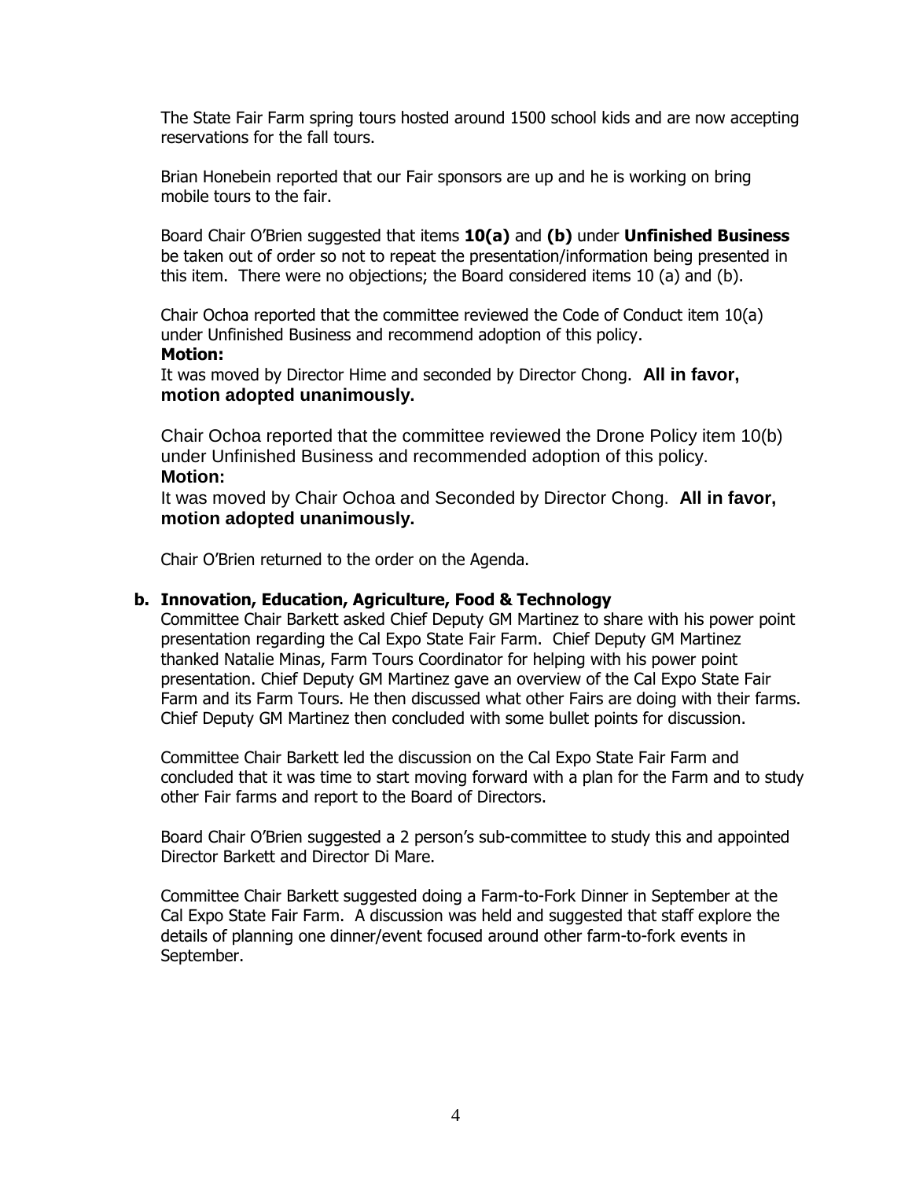The State Fair Farm spring tours hosted around 1500 school kids and are now accepting reservations for the fall tours.

Brian Honebein reported that our Fair sponsors are up and he is working on bring mobile tours to the fair.

Board Chair O'Brien suggested that items **10(a)** and **(b)** under **Unfinished Business** be taken out of order so not to repeat the presentation/information being presented in this item. There were no objections; the Board considered items 10 (a) and (b).

Chair Ochoa reported that the committee reviewed the Code of Conduct item 10(a) under Unfinished Business and recommend adoption of this policy.
**Motion:**
It was moved by Director Hime and seconded by Director Chong. **All in favor, motion adopted unanimously.**

Chair Ochoa reported that the committee reviewed the Drone Policy item 10(b) under Unfinished Business and recommended adoption of this policy.
**Motion:**
It was moved by Chair Ochoa and Seconded by Director Chong. **All in favor, motion adopted unanimously.**

Chair O'Brien returned to the order on the Agenda.

**b. Innovation, Education, Agriculture, Food & Technology**

Committee Chair Barkett asked Chief Deputy GM Martinez to share with his power point presentation regarding the Cal Expo State Fair Farm. Chief Deputy GM Martinez thanked Natalie Minas, Farm Tours Coordinator for helping with his power point presentation. Chief Deputy GM Martinez gave an overview of the Cal Expo State Fair Farm and its Farm Tours. He then discussed what other Fairs are doing with their farms. Chief Deputy GM Martinez then concluded with some bullet points for discussion.

Committee Chair Barkett led the discussion on the Cal Expo State Fair Farm and concluded that it was time to start moving forward with a plan for the Farm and to study other Fair farms and report to the Board of Directors.

Board Chair O'Brien suggested a 2 person's sub-committee to study this and appointed Director Barkett and Director Di Mare.

Committee Chair Barkett suggested doing a Farm-to-Fork Dinner in September at the Cal Expo State Fair Farm. A discussion was held and suggested that staff explore the details of planning one dinner/event focused around other farm-to-fork events in September.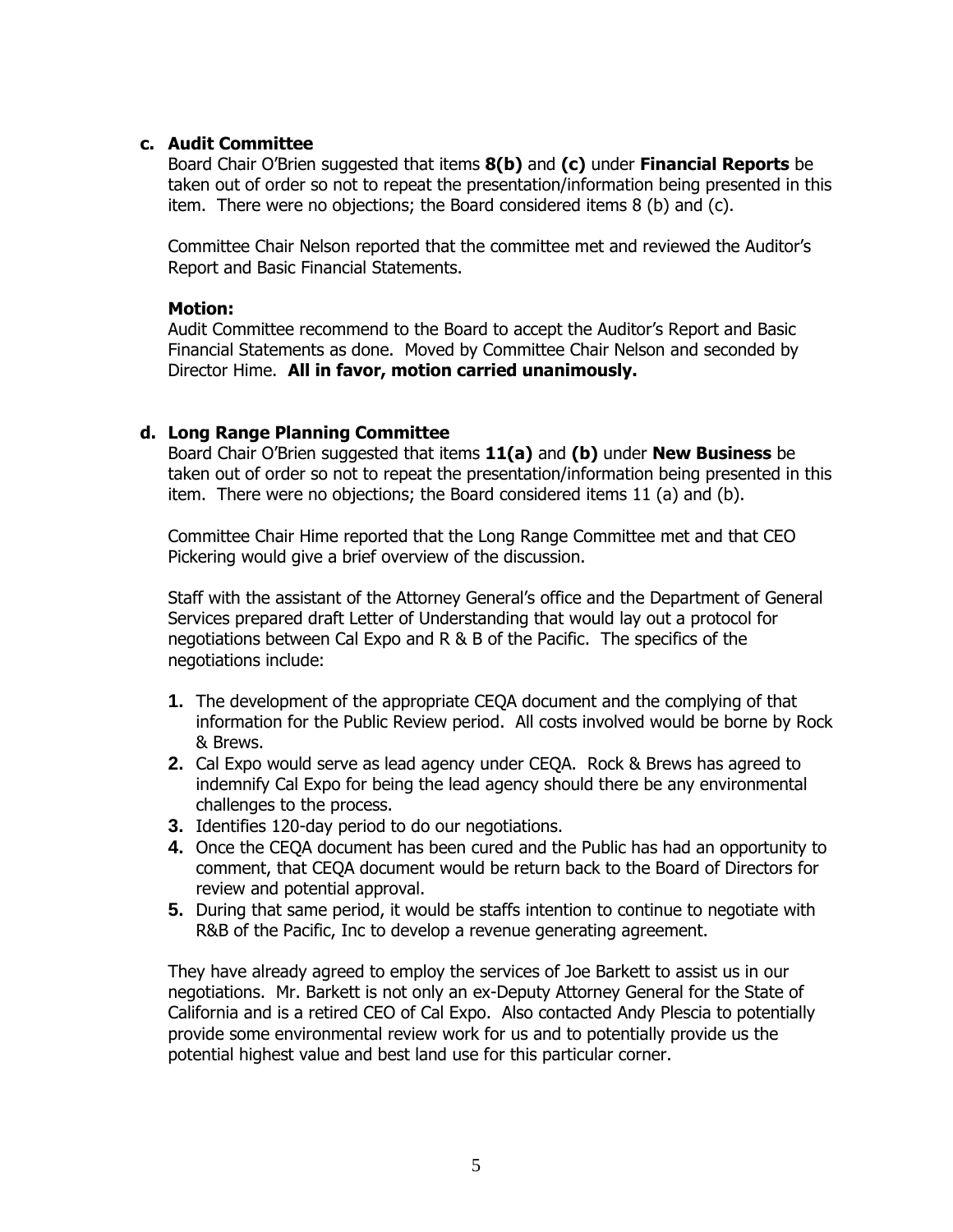**c. Audit Committee**

Board Chair O'Brien suggested that items **8(b)** and **(c)** under **Financial Reports** be taken out of order so not to repeat the presentation/information being presented in this item. There were no objections; the Board considered items 8 (b) and (c).

Committee Chair Nelson reported that the committee met and reviewed the Auditor's Report and Basic Financial Statements.

**Motion:**

Audit Committee recommend to the Board to accept the Auditor's Report and Basic Financial Statements as done. Moved by Committee Chair Nelson and seconded by Director Hime. **All in favor, motion carried unanimously.**

**d. Long Range Planning Committee**

Board Chair O'Brien suggested that items **11(a)** and **(b)** under **New Business** be taken out of order so not to repeat the presentation/information being presented in this item. There were no objections; the Board considered items 11 (a) and (b).

Committee Chair Hime reported that the Long Range Committee met and that CEO Pickering would give a brief overview of the discussion.

Staff with the assistant of the Attorney General's office and the Department of General Services prepared draft Letter of Understanding that would lay out a protocol for negotiations between Cal Expo and R & B of the Pacific. The specifics of the negotiations include:

1. The development of the appropriate CEQA document and the complying of that information for the Public Review period. All costs involved would be borne by Rock & Brews.
2. Cal Expo would serve as lead agency under CEQA. Rock & Brews has agreed to indemnify Cal Expo for being the lead agency should there be any environmental challenges to the process.
3. Identifies 120-day period to do our negotiations.
4. Once the CEQA document has been cured and the Public has had an opportunity to comment, that CEQA document would be return back to the Board of Directors for review and potential approval.
5. During that same period, it would be staffs intention to continue to negotiate with R&B of the Pacific, Inc to develop a revenue generating agreement.

They have already agreed to employ the services of Joe Barkett to assist us in our negotiations. Mr. Barkett is not only an ex-Deputy Attorney General for the State of California and is a retired CEO of Cal Expo. Also contacted Andy Plescia to potentially provide some environmental review work for us and to potentially provide us the potential highest value and best land use for this particular corner.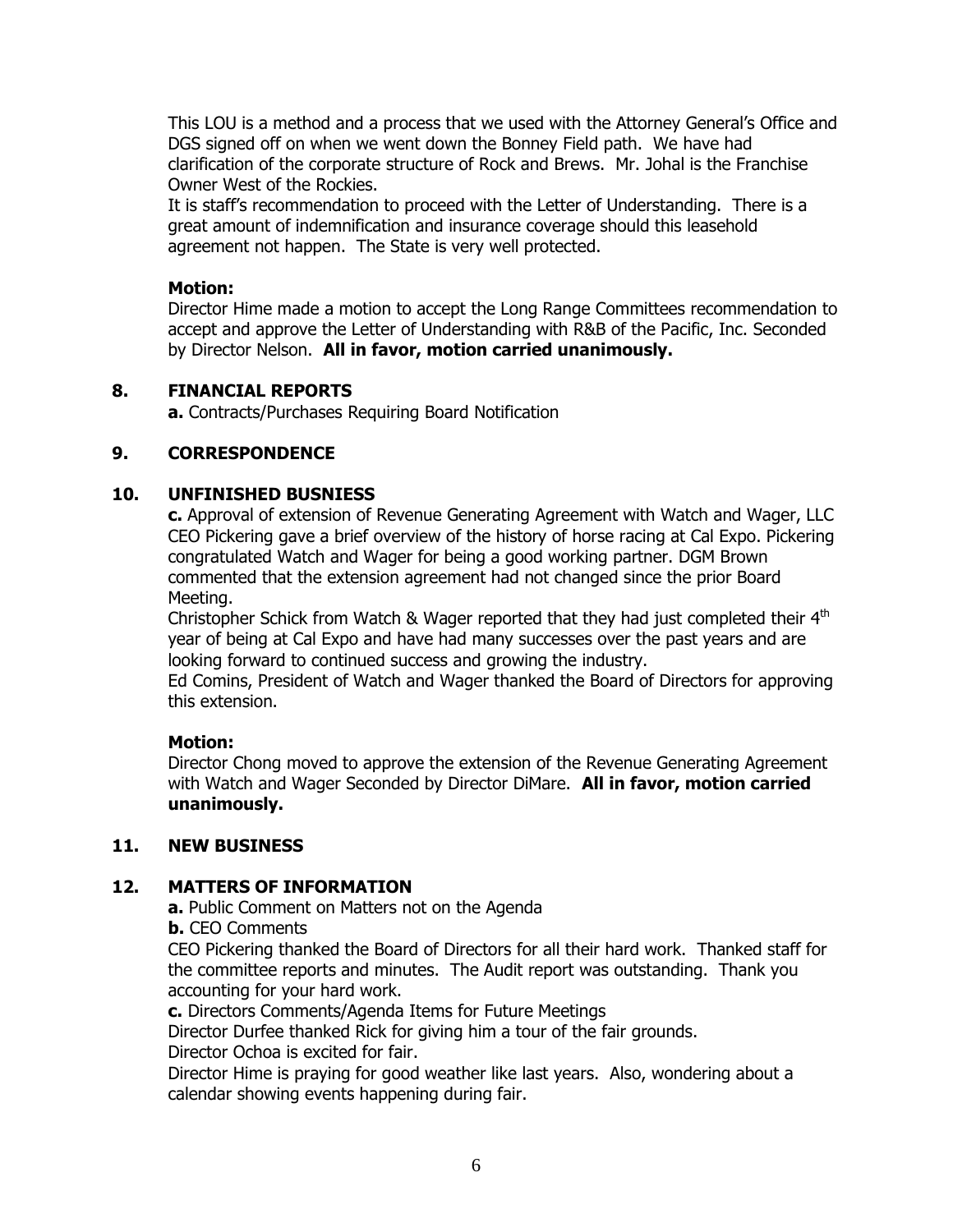This LOU is a method and a process that we used with the Attorney General's Office and DGS signed off on when we went down the Bonney Field path. We have had clarification of the corporate structure of Rock and Brews. Mr. Johal is the Franchise Owner West of the Rockies.

It is staff's recommendation to proceed with the Letter of Understanding. There is a great amount of indemnification and insurance coverage should this leasehold agreement not happen. The State is very well protected.

**Motion:**

Director Hime made a motion to accept the Long Range Committees recommendation to accept and approve the Letter of Understanding with R&B of the Pacific, Inc. Seconded by Director Nelson. **All in favor, motion carried unanimously.**

## 8. FINANCIAL REPORTS

**a.** Contracts/Purchases Requiring Board Notification

## 9. CORRESPONDENCE

## 10. UNFINISHED BUSNIESS

**c.** Approval of extension of Revenue Generating Agreement with Watch and Wager, LLC CEO Pickering gave a brief overview of the history of horse racing at Cal Expo. Pickering congratulated Watch and Wager for being a good working partner. DGM Brown commented that the extension agreement had not changed since the prior Board Meeting.

Christopher Schick from Watch & Wager reported that they had just completed their 4th year of being at Cal Expo and have had many successes over the past years and are looking forward to continued success and growing the industry.

Ed Comins, President of Watch and Wager thanked the Board of Directors for approving this extension.

**Motion:**

Director Chong moved to approve the extension of the Revenue Generating Agreement with Watch and Wager Seconded by Director DiMare. **All in favor, motion carried unanimously.**

## 11. NEW BUSINESS

## 12. MATTERS OF INFORMATION

**a.** Public Comment on Matters not on the Agenda

**b.** CEO Comments

CEO Pickering thanked the Board of Directors for all their hard work. Thanked staff for the committee reports and minutes. The Audit report was outstanding. Thank you accounting for your hard work.

**c.** Directors Comments/Agenda Items for Future Meetings

Director Durfee thanked Rick for giving him a tour of the fair grounds.

Director Ochoa is excited for fair.

Director Hime is praying for good weather like last years. Also, wondering about a calendar showing events happening during fair.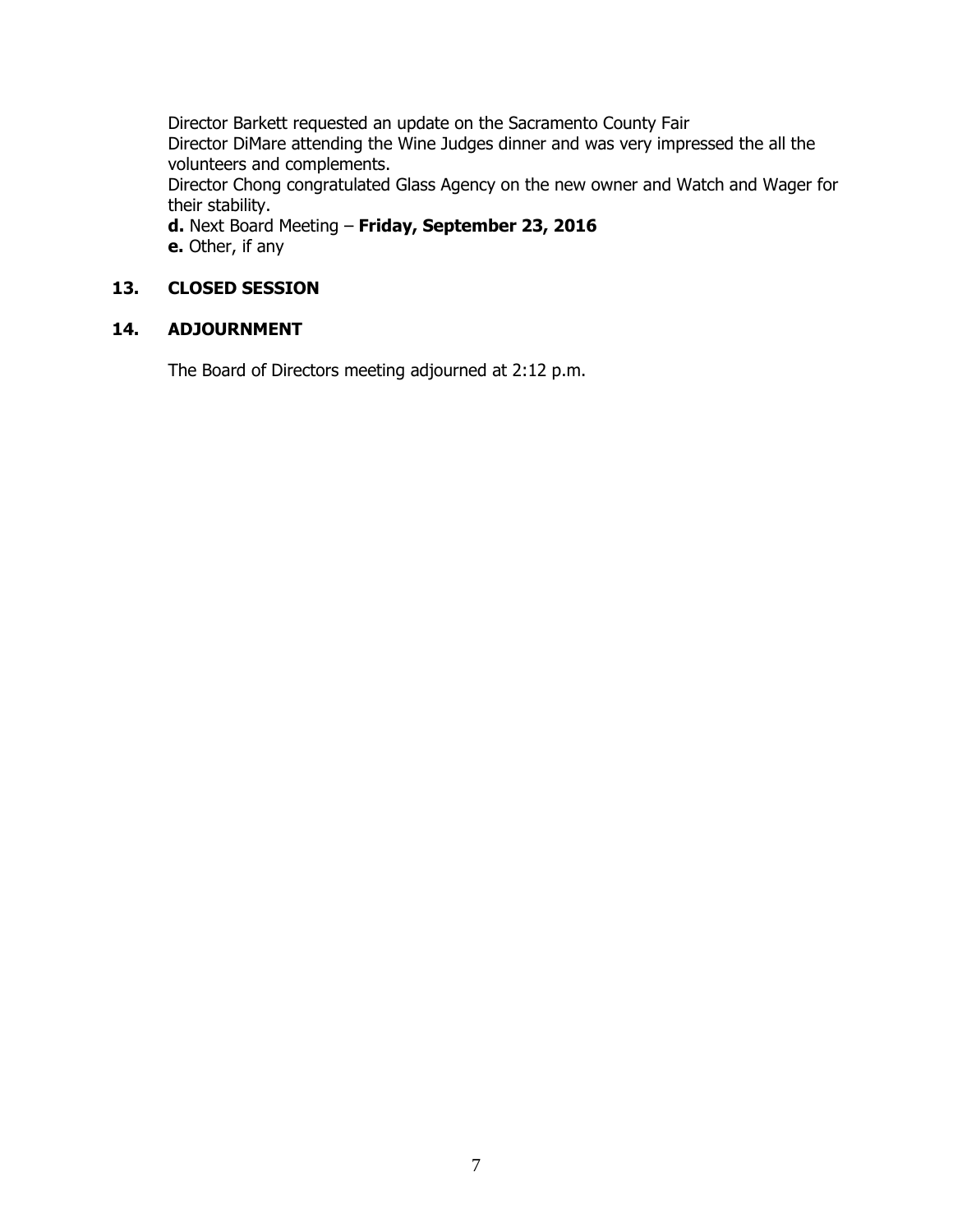Director Barkett requested an update on the Sacramento County Fair
Director DiMare attending the Wine Judges dinner and was very impressed the all the volunteers and complements.
Director Chong congratulated Glass Agency on the new owner and Watch and Wager for their stability.
**d.** Next Board Meeting – **Friday, September 23, 2016**
**e.** Other, if any

## 13. CLOSED SESSION

## 14. ADJOURNMENT

The Board of Directors meeting adjourned at 2:12 p.m.